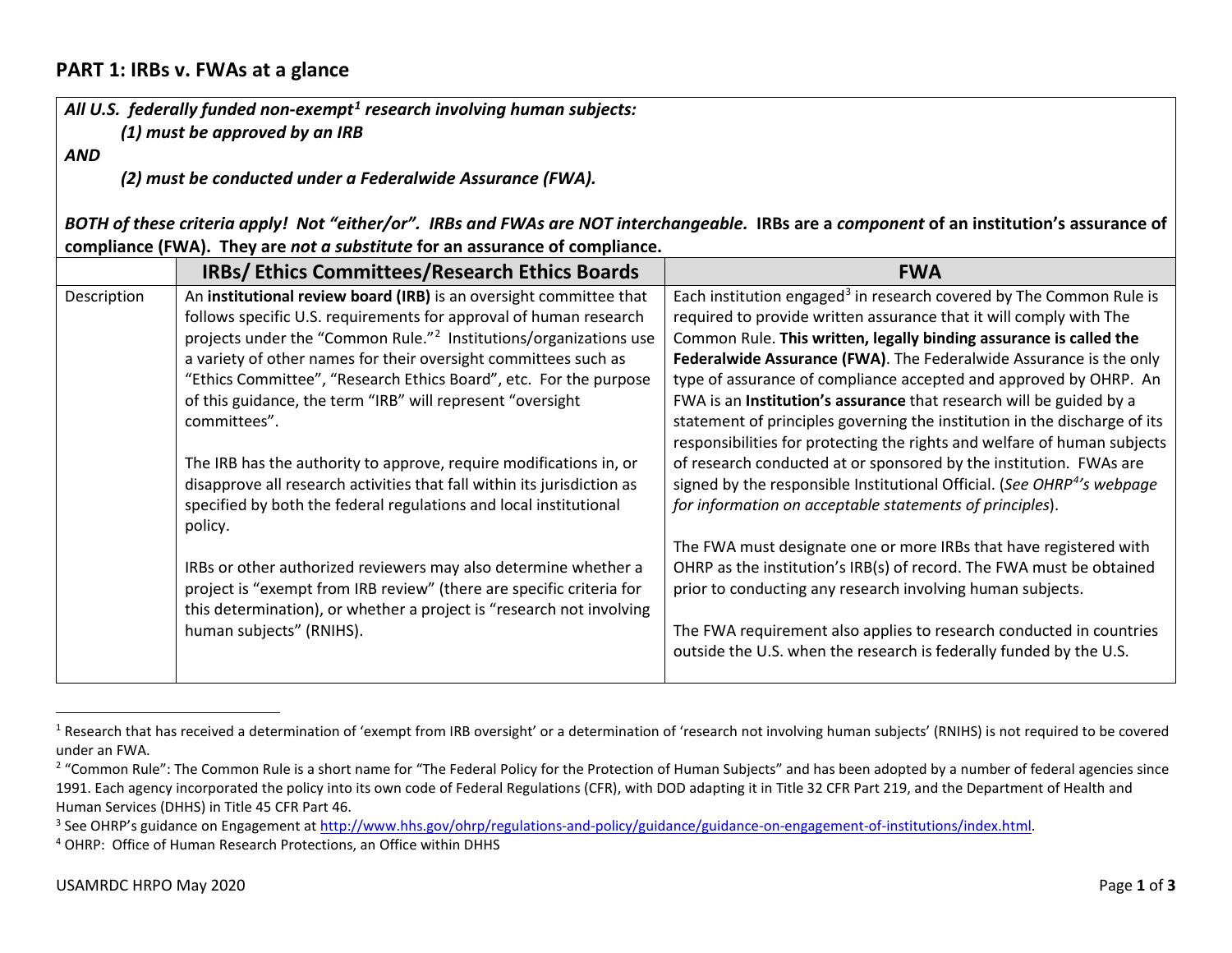## PART 1: IRBs v. FWAs at a glance

***All U.S. federally funded non-exempt[1] research involving human subjects:***

***(1) must be approved by an IRB***

***AND***

***(2) must be conducted under a Federalwide Assurance (FWA).***

***BOTH of these criteria apply! Not "either/or". IRBs and FWAs are NOT interchangeable.*** **IRBs are a *component* of an institution's assurance of compliance (FWA). They are *not a substitute* for an assurance of compliance.**

| | IRBs/ Ethics Committees/Research Ethics Boards | FWA |
|---|---|---|
| Description | An **institutional review board (IRB)** is an oversight committee that follows specific U.S. requirements for approval of human research projects under the "Common Rule."[2] Institutions/organizations use a variety of other names for their oversight committees such as "Ethics Committee", "Research Ethics Board", etc. For the purpose of this guidance, the term "IRB" will represent "oversight committees".<br><br>The IRB has the authority to approve, require modifications in, or disapprove all research activities that fall within its jurisdiction as specified by both the federal regulations and local institutional policy.<br><br>IRBs or other authorized reviewers may also determine whether a project is "exempt from IRB review" (there are specific criteria for this determination), or whether a project is "research not involving human subjects" (RNIHS). | Each institution engaged[3] in research covered by The Common Rule is required to provide written assurance that it will comply with The Common Rule. **This written, legally binding assurance is called the Federalwide Assurance (FWA)**. The Federalwide Assurance is the only type of assurance of compliance accepted and approved by OHRP. An FWA is an **Institution's assurance** that research will be guided by a statement of principles governing the institution in the discharge of its responsibilities for protecting the rights and welfare of human subjects of research conducted at or sponsored by the institution. FWAs are signed by the responsible Institutional Official. (*See OHRP[4]'s webpage for information on acceptable statements of principles*).<br><br>The FWA must designate one or more IRBs that have registered with OHRP as the institution's IRB(s) of record. The FWA must be obtained prior to conducting any research involving human subjects.<br><br>The FWA requirement also applies to research conducted in countries outside the U.S. when the research is federally funded by the U.S. |

---

[1] Research that has received a determination of 'exempt from IRB oversight' or a determination of 'research not involving human subjects' (RNIHS) is not required to be covered under an FWA.

[2] "Common Rule": The Common Rule is a short name for "The Federal Policy for the Protection of Human Subjects" and has been adopted by a number of federal agencies since 1991. Each agency incorporated the policy into its own code of Federal Regulations (CFR), with DOD adapting it in Title 32 CFR Part 219, and the Department of Health and Human Services (DHHS) in Title 45 CFR Part 46.

[3] See OHRP's guidance on Engagement at http://www.hhs.gov/ohrp/regulations-and-policy/guidance/guidance-on-engagement-of-institutions/index.html.

[4] OHRP: Office of Human Research Protections, an Office within DHHS

USAMRDC HRPO May 2020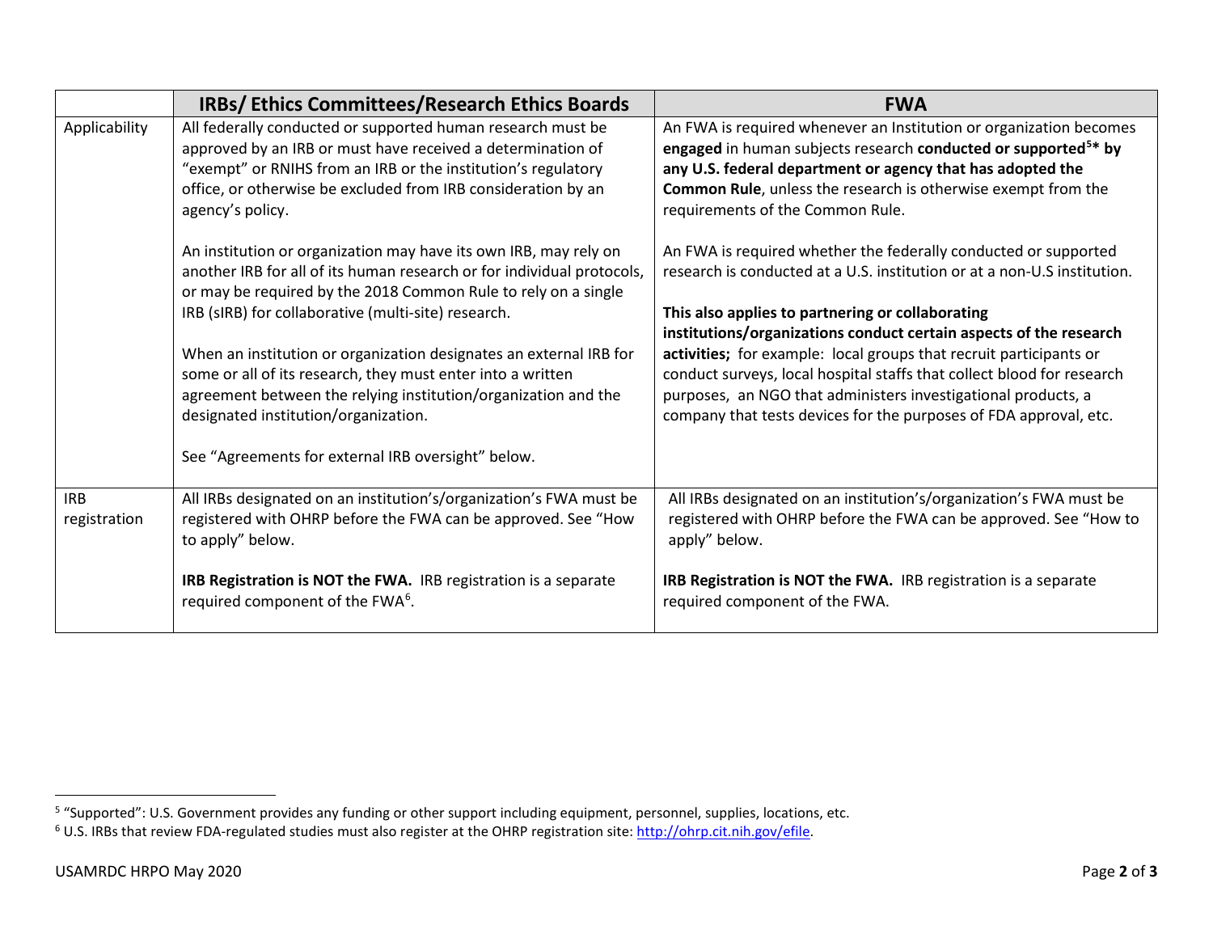| | IRBs/ Ethics Committees/Research Ethics Boards | FWA |
|---|---|---|
| Applicability | All federally conducted or supported human research must be approved by an IRB or must have received a determination of "exempt" or RNIHS from an IRB or the institution's regulatory office, or otherwise be excluded from IRB consideration by an agency's policy.<br><br>An institution or organization may have its own IRB, may rely on another IRB for all of its human research or for individual protocols, or may be required by the 2018 Common Rule to rely on a single IRB (sIRB) for collaborative (multi-site) research.<br><br>When an institution or organization designates an external IRB for some or all of its research, they must enter into a written agreement between the relying institution/organization and the designated institution/organization.<br><br>See "Agreements for external IRB oversight" below. | An FWA is required whenever an Institution or organization becomes **engaged** in human subjects research **conducted or supported[5]\* by any U.S. federal department or agency that has adopted the Common Rule**, unless the research is otherwise exempt from the requirements of the Common Rule.<br><br>An FWA is required whether the federally conducted or supported research is conducted at a U.S. institution or at a non-U.S institution.<br><br>**This also applies to partnering or collaborating institutions/organizations conduct certain aspects of the research activities;** for example: local groups that recruit participants or conduct surveys, local hospital staffs that collect blood for research purposes, an NGO that administers investigational products, a company that tests devices for the purposes of FDA approval, etc. |
| IRB registration | All IRBs designated on an institution's/organization's FWA must be registered with OHRP before the FWA can be approved. See "How to apply" below.<br><br>**IRB Registration is NOT the FWA.** IRB registration is a separate required component of the FWA[6]. | All IRBs designated on an institution's/organization's FWA must be registered with OHRP before the FWA can be approved. See "How to apply" below.<br><br>**IRB Registration is NOT the FWA.** IRB registration is a separate required component of the FWA. |

---

[5] "Supported": U.S. Government provides any funding or other support including equipment, personnel, supplies, locations, etc.

[6] U.S. IRBs that review FDA-regulated studies must also register at the OHRP registration site: http://ohrp.cit.nih.gov/efile.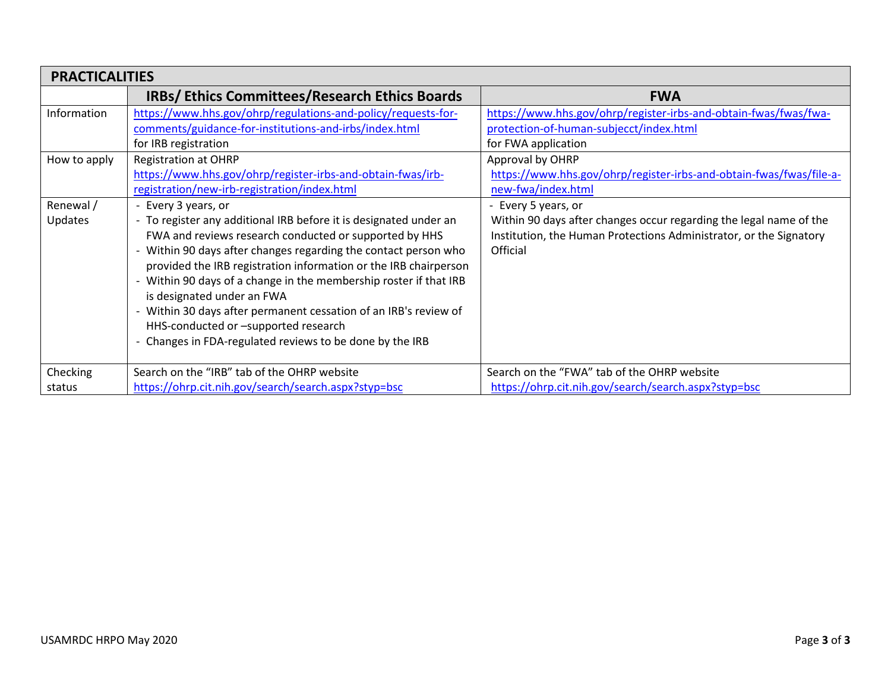| PRACTICALITIES | | |
|---|---|---|
| | **IRBs/ Ethics Committees/Research Ethics Boards** | **FWA** |
| Information | https://www.hhs.gov/ohrp/regulations-and-policy/requests-for-comments/guidance-for-institutions-and-irbs/index.html for IRB registration | https://www.hhs.gov/ohrp/register-irbs-and-obtain-fwas/fwas/fwa-protection-of-human-subjecct/index.html for FWA application |
| How to apply | Registration at OHRP https://www.hhs.gov/ohrp/register-irbs-and-obtain-fwas/irb-registration/new-irb-registration/index.html | Approval by OHRP https://www.hhs.gov/ohrp/register-irbs-and-obtain-fwas/fwas/file-a-new-fwa/index.html |
| Renewal / Updates | - Every 3 years, or<br>- To register any additional IRB before it is designated under an FWA and reviews research conducted or supported by HHS<br>- Within 90 days after changes regarding the contact person who provided the IRB registration information or the IRB chairperson<br>- Within 90 days of a change in the membership roster if that IRB is designated under an FWA<br>- Within 30 days after permanent cessation of an IRB's review of HHS-conducted or –supported research<br>- Changes in FDA-regulated reviews to be done by the IRB | - Every 5 years, or<br>Within 90 days after changes occur regarding the legal name of the Institution, the Human Protections Administrator, or the Signatory Official |
| Checking status | Search on the "IRB" tab of the OHRP website https://ohrp.cit.nih.gov/search/search.aspx?styp=bsc | Search on the "FWA" tab of the OHRP website https://ohrp.cit.nih.gov/search/search.aspx?styp=bsc |

USAMRDC HRPO May 2020